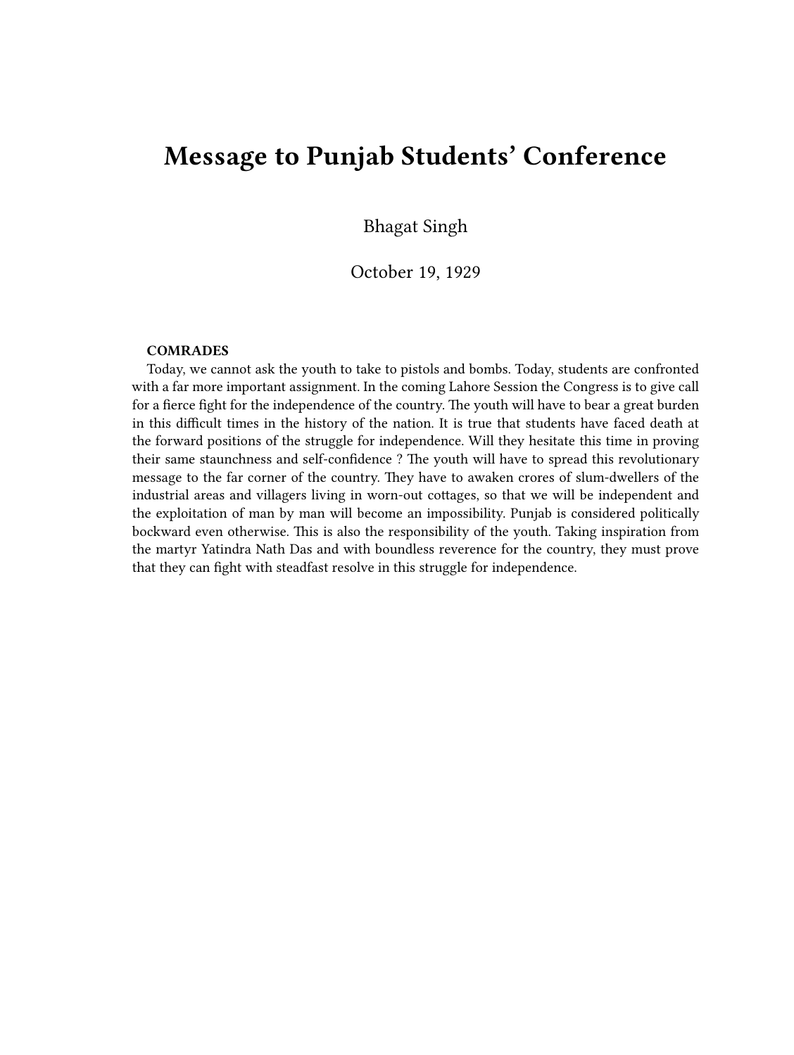# Message to Punjab Students' Conference

Bhagat Singh

October 19, 1929

**COMRADES**

Today, we cannot ask the youth to take to pistols and bombs. Today, students are confronted with a far more important assignment. In the coming Lahore Session the Congress is to give call for a fierce fight for the independence of the country. The youth will have to bear a great burden in this difficult times in the history of the nation. It is true that students have faced death at the forward positions of the struggle for independence. Will they hesitate this time in proving their same staunchness and self-confidence ? The youth will have to spread this revolutionary message to the far corner of the country. They have to awaken crores of slum-dwellers of the industrial areas and villagers living in worn-out cottages, so that we will be independent and the exploitation of man by man will become an impossibility. Punjab is considered politically bockward even otherwise. This is also the responsibility of the youth. Taking inspiration from the martyr Yatindra Nath Das and with boundless reverence for the country, they must prove that they can fight with steadfast resolve in this struggle for independence.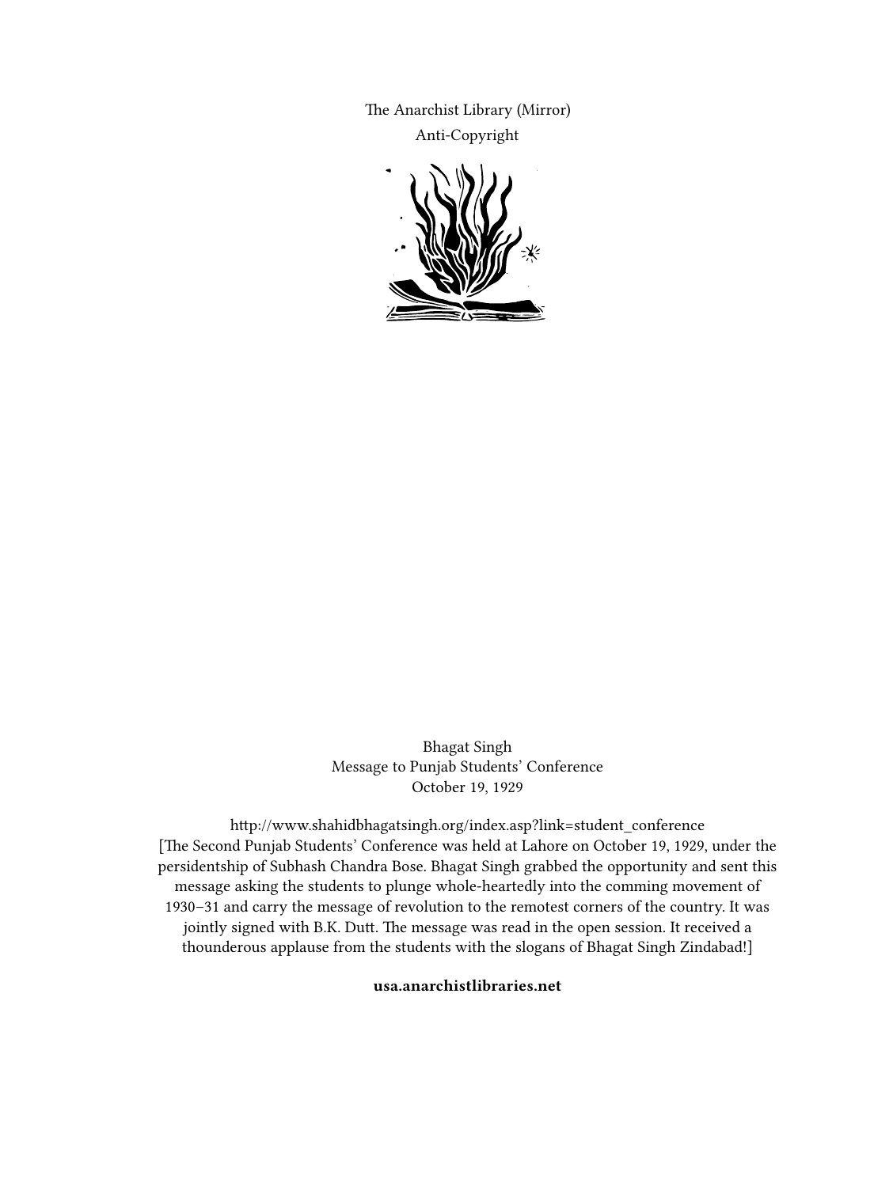The Anarchist Library (Mirror)
Anti-Copyright

Bhagat Singh
Message to Punjab Students' Conference
October 19, 1929

http://www.shahidbhagatsingh.org/index.asp?link=student_conference
[The Second Punjab Students' Conference was held at Lahore on October 19, 1929, under the persidentship of Subhash Chandra Bose. Bhagat Singh grabbed the opportunity and sent this message asking the students to plunge whole-heartedly into the comming movement of 1930–31 and carry the message of revolution to the remotest corners of the country. It was jointly signed with B.K. Dutt. The message was read in the open session. It received a thounderous applause from the students with the slogans of Bhagat Singh Zindabad!]

**usa.anarchistlibraries.net**